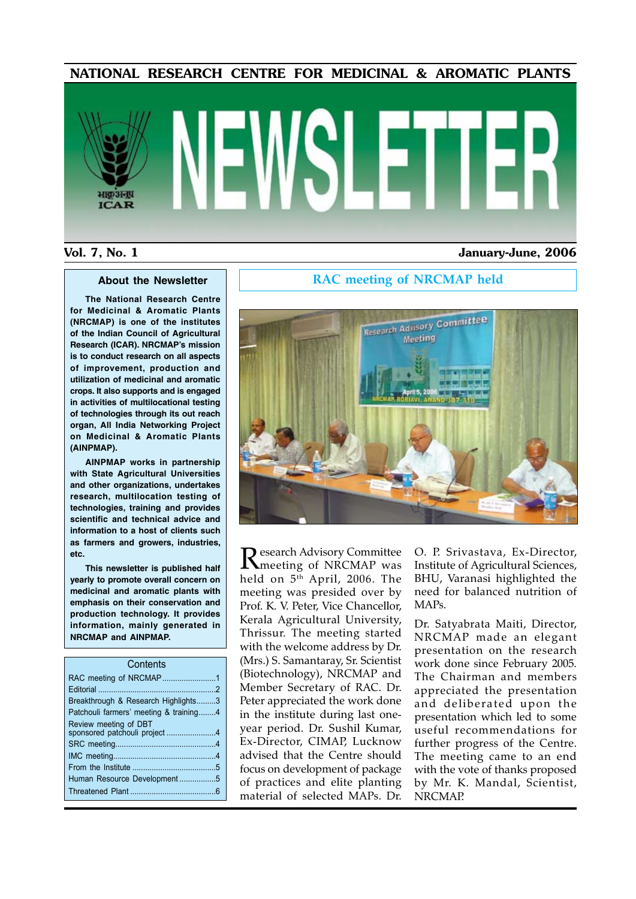# NATIONAL RESEARCH CENTRE FOR MEDICINAL & AROMATIC PLANTS

# NEWSLETTER

**Vol. 7, No. 1** — **January-June, 2006**

## About the Newsletter

**The National Research Centre for Medicinal & Aromatic Plants (NRCMAP) is one of the institutes of the Indian Council of Agricultural Research (ICAR). NRCMAP's mission is to conduct research on all aspects of improvement, production and utilization of medicinal and aromatic crops. It also supports and is engaged in activities of multilocational testing of technologies through its out reach organ, All India Networking Project on Medicinal & Aromatic Plants (AINPMAP).**

**AINPMAP works in partnership with State Agricultural Universities and other organizations, undertakes research, multilocation testing of technologies, training and provides scientific and technical advice and information to a host of clients such as farmers and growers, industries, etc.**

**This newsletter is published half yearly to promote overall concern on medicinal and aromatic plants with emphasis on their conservation and production technology. It provides information, mainly generated in NRCMAP and AINPMAP.**

### Contents

| | |
|---|---|
| RAC meeting of NRCMAP | 1 |
| Editorial | 2 |
| Breakthrough & Research Highlights | 3 |
| Patchouli farmers' meeting & training | 4 |
| Review meeting of DBT sponsored patchouli project | 4 |
| SRC meeting | 4 |
| IMC meeting | 4 |
| From the Institute | 5 |
| Human Resource Development | 5 |
| Threatened Plant | 6 |

## RAC meeting of NRCMAP held

Research Advisory Committee meeting of NRCMAP was held on 5th April, 2006. The meeting was presided over by Prof. K. V. Peter, Vice Chancellor, Kerala Agricultural University, Thrissur. The meeting started with the welcome address by Dr. (Mrs.) S. Samantaray, Sr. Scientist (Biotechnology), NRCMAP and Member Secretary of RAC. Dr. Peter appreciated the work done in the institute during last one-year period. Dr. Sushil Kumar, Ex-Director, CIMAP, Lucknow advised that the Centre should focus on development of package of practices and elite planting material of selected MAPs. Dr. O. P. Srivastava, Ex-Director, Institute of Agricultural Sciences, BHU, Varanasi highlighted the need for balanced nutrition of MAPs.

Dr. Satyabrata Maiti, Director, NRCMAP made an elegant presentation on the research work done since February 2005. The Chairman and members appreciated the presentation and deliberated upon the presentation which led to some useful recommendations for further progress of the Centre. The meeting came to an end with the vote of thanks proposed by Mr. K. Mandal, Scientist, NRCMAP.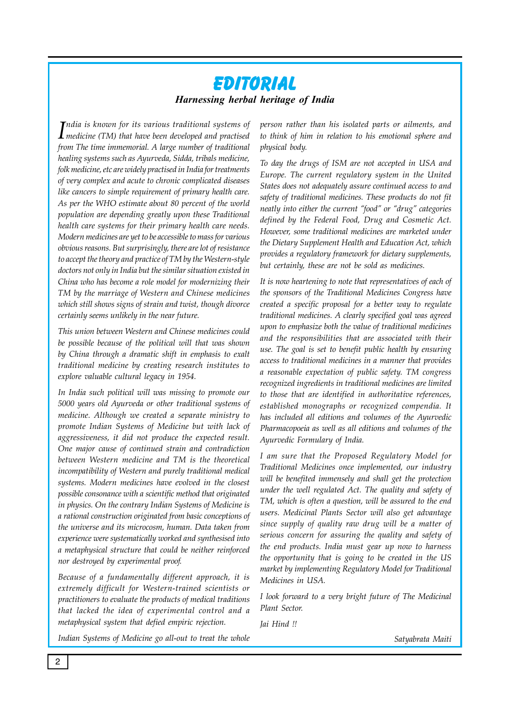# EDITORIAL

## *Harnessing herbal heritage of India*

*India is known for its various traditional systems of medicine (TM) that have been developed and practised from The time immemorial. A large number of traditional healing systems such as Ayurveda, Sidda, tribals medicine, folk medicine, etc are widely practised in India for treatments of very complex and acute to chronic complicated diseases like cancers to simple requirement of primary health care. As per the WHO estimate about 80 percent of the world population are depending greatly upon these Traditional health care systems for their primary health care needs. Modern medicines are yet to be accessible to mass for various obvious reasons. But surprisingly, there are lot of resistance to accept the theory and practice of TM by the Western-style doctors not only in India but the similar situation existed in China who has become a role model for modernizing their TM by the marriage of Western and Chinese medicines which still shows signs of strain and twist, though divorce certainly seems unlikely in the near future.*

*This union between Western and Chinese medicines could be possible because of the political will that was shown by China through a dramatic shift in emphasis to exalt traditional medicine by creating research institutes to explore valuable cultural legacy in 1954.*

*In India such political will was missing to promote our 5000 years old Ayurveda or other traditional systems of medicine. Although we created a separate ministry to promote Indian Systems of Medicine but with lack of aggressiveness, it did not produce the expected result. One major cause of continued strain and contradiction between Western medicine and TM is the theoretical incompatibility of Western and purely traditional medical systems. Modern medicines have evolved in the closest possible consonance with a scientific method that originated in physics. On the contrary Indian Systems of Medicine is a rational construction originated from basic conceptions of the universe and its microcosm, human. Data taken from experience were systematically worked and synthesised into a metaphysical structure that could be neither reinforced nor destroyed by experimental proof.*

*Because of a fundamentally different approach, it is extremely difficult for Western-trained scientists or practitioners to evaluate the products of medical traditions that lacked the idea of experimental control and a metaphysical system that defied empiric rejection.*

*Indian Systems of Medicine go all-out to treat the whole person rather than his isolated parts or ailments, and to think of him in relation to his emotional sphere and physical body.*

*To day the drugs of ISM are not accepted in USA and Europe. The current regulatory system in the United States does not adequately assure continued access to and safety of traditional medicines. These products do not fit neatly into either the current "food" or "drug" categories defined by the Federal Food, Drug and Cosmetic Act. However, some traditional medicines are marketed under the Dietary Supplement Health and Education Act, which provides a regulatory framework for dietary supplements, but certainly, these are not be sold as medicines.*

*It is now heartening to note that representatives of each of the sponsors of the Traditional Medicines Congress have created a specific proposal for a better way to regulate traditional medicines. A clearly specified goal was agreed upon to emphasize both the value of traditional medicines and the responsibilities that are associated with their use. The goal is set to benefit public health by ensuring access to traditional medicines in a manner that provides a reasonable expectation of public safety. TM congress recognized ingredients in traditional medicines are limited to those that are identified in authoritative references, established monographs or recognized compendia. It has included all editions and volumes of the Ayurvedic Pharmacopoeia as well as all editions and volumes of the Ayurvedic Formulary of India.*

*I am sure that the Proposed Regulatory Model for Traditional Medicines once implemented, our industry will be benefited immensely and shall get the protection under the well regulated Act. The quality and safety of TM, which is often a question, will be assured to the end users. Medicinal Plants Sector will also get advantage since supply of quality raw drug will be a matter of serious concern for assuring the quality and safety of the end products. India must gear up now to harness the opportunity that is going to be created in the US market by implementing Regulatory Model for Traditional Medicines in USA.*

*I look forward to a very bright future of The Medicinal Plant Sector.*

*Jai Hind !!*

*Satyabrata Maiti*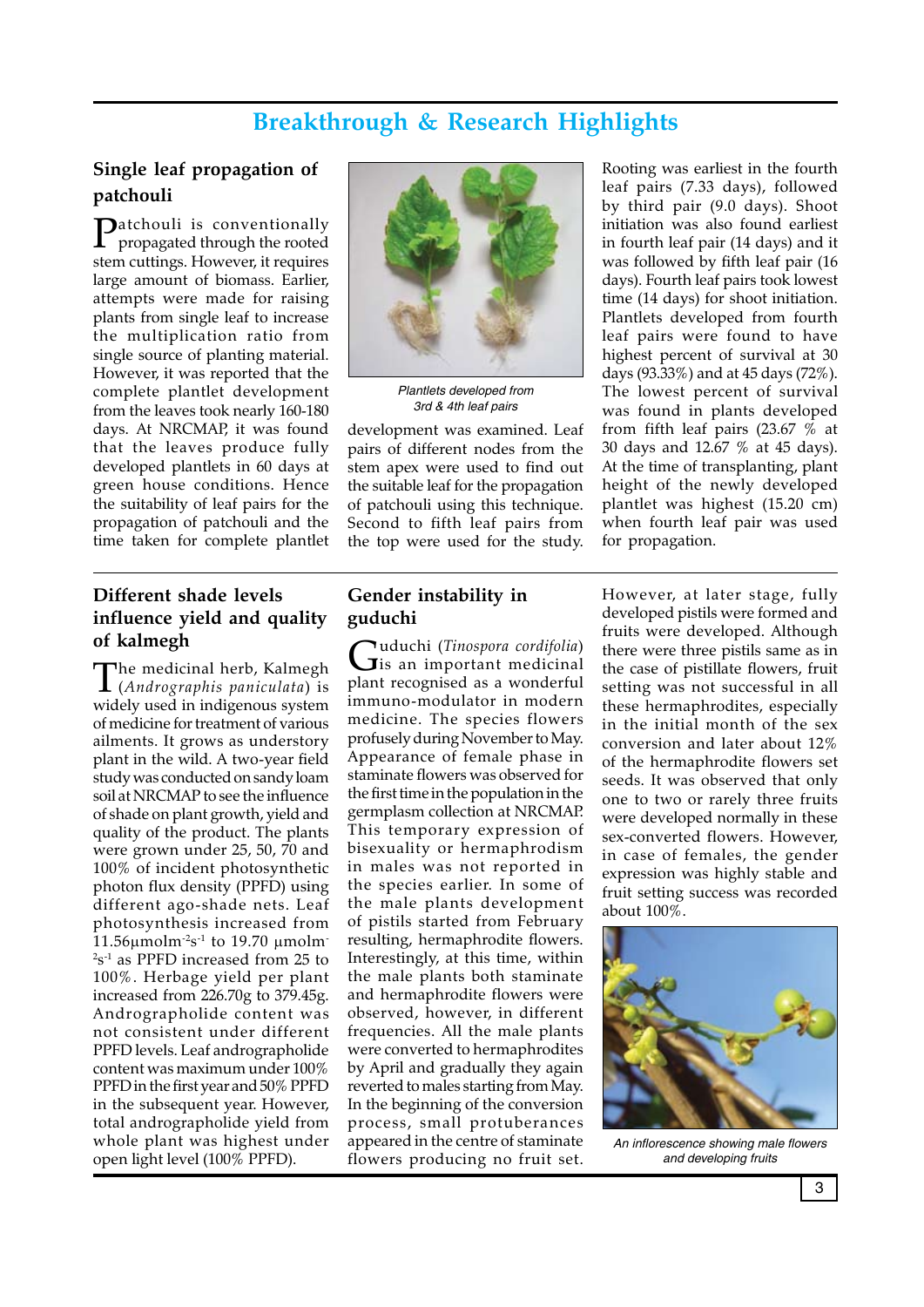# Breakthrough & Research Highlights

## Single leaf propagation of patchouli

Patchouli is conventionally propagated through the rooted stem cuttings. However, it requires large amount of biomass. Earlier, attempts were made for raising plants from single leaf to increase the multiplication ratio from single source of planting material. However, it was reported that the complete plantlet development from the leaves took nearly 160-180 days. At NRCMAP, it was found that the leaves produce fully developed plantlets in 60 days at green house conditions. Hence the suitability of leaf pairs for the propagation of patchouli and the time taken for complete plantlet development was examined. Leaf pairs of different nodes from the stem apex were used to find out the suitable leaf for the propagation of patchouli using this technique. Second to fifth leaf pairs from the top were used for the study.

Plantlets developed from 3rd & 4th leaf pairs

Rooting was earliest in the fourth leaf pairs (7.33 days), followed by third pair (9.0 days). Shoot initiation was also found earliest in fourth leaf pair (14 days) and it was followed by fifth leaf pair (16 days). Fourth leaf pairs took lowest time (14 days) for shoot initiation. Plantlets developed from fourth leaf pairs were found to have highest percent of survival at 30 days (93.33%) and at 45 days (72%). The lowest percent of survival was found in plants developed from fifth leaf pairs (23.67 % at 30 days and 12.67 % at 45 days). At the time of transplanting, plant height of the newly developed plantlet was highest (15.20 cm) when fourth leaf pair was used for propagation.

## Different shade levels influence yield and quality of kalmegh

The medicinal herb, Kalmegh (*Andrographis paniculata*) is widely used in indigenous system of medicine for treatment of various ailments. It grows as understory plant in the wild. A two-year field study was conducted on sandy loam soil at NRCMAP to see the influence of shade on plant growth, yield and quality of the product. The plants were grown under 25, 50, 70 and 100% of incident photosynthetic photon flux density (PPFD) using different ago-shade nets. Leaf photosynthesis increased from 11.56μmolm$^{-2}$s$^{-1}$ to 19.70 μmolm$^{-2}$s$^{-1}$ as PPFD increased from 25 to 100%. Herbage yield per plant increased from 226.70g to 379.45g. Andrographolide content was not consistent under different PPFD levels. Leaf andrographolide content was maximum under 100% PPFD in the first year and 50% PPFD in the subsequent year. However, total andrographolide yield from whole plant was highest under open light level (100% PPFD).

## Gender instability in guduchi

Guduchi (*Tinospora cordifolia*) is an important medicinal plant recognised as a wonderful immuno-modulator in modern medicine. The species flowers profusely during November to May. Appearance of female phase in staminate flowers was observed for the first time in the population in the germplasm collection at NRCMAP. This temporary expression of bisexuality or hermaphrodism in males was not reported in the species earlier. In some of the male plants development of pistils started from February resulting, hermaphrodite flowers. Interestingly, at this time, within the male plants both staminate and hermaphrodite flowers were observed, however, in different frequencies. All the male plants were converted to hermaphrodites by April and gradually they again reverted to males starting from May. In the beginning of the conversion process, small protuberances appeared in the centre of staminate flowers producing no fruit set. However, at later stage, fully developed pistils were formed and fruits were developed. Although there were three pistils same as in the case of pistillate flowers, fruit setting was not successful in all these hermaphrodites, especially in the initial month of the sex conversion and later about 12% of the hermaphrodite flowers set seeds. It was observed that only one to two or rarely three fruits were developed normally in these sex-converted flowers. However, in case of females, the gender expression was highly stable and fruit setting success was recorded about 100%.

An inflorescence showing male flowers and developing fruits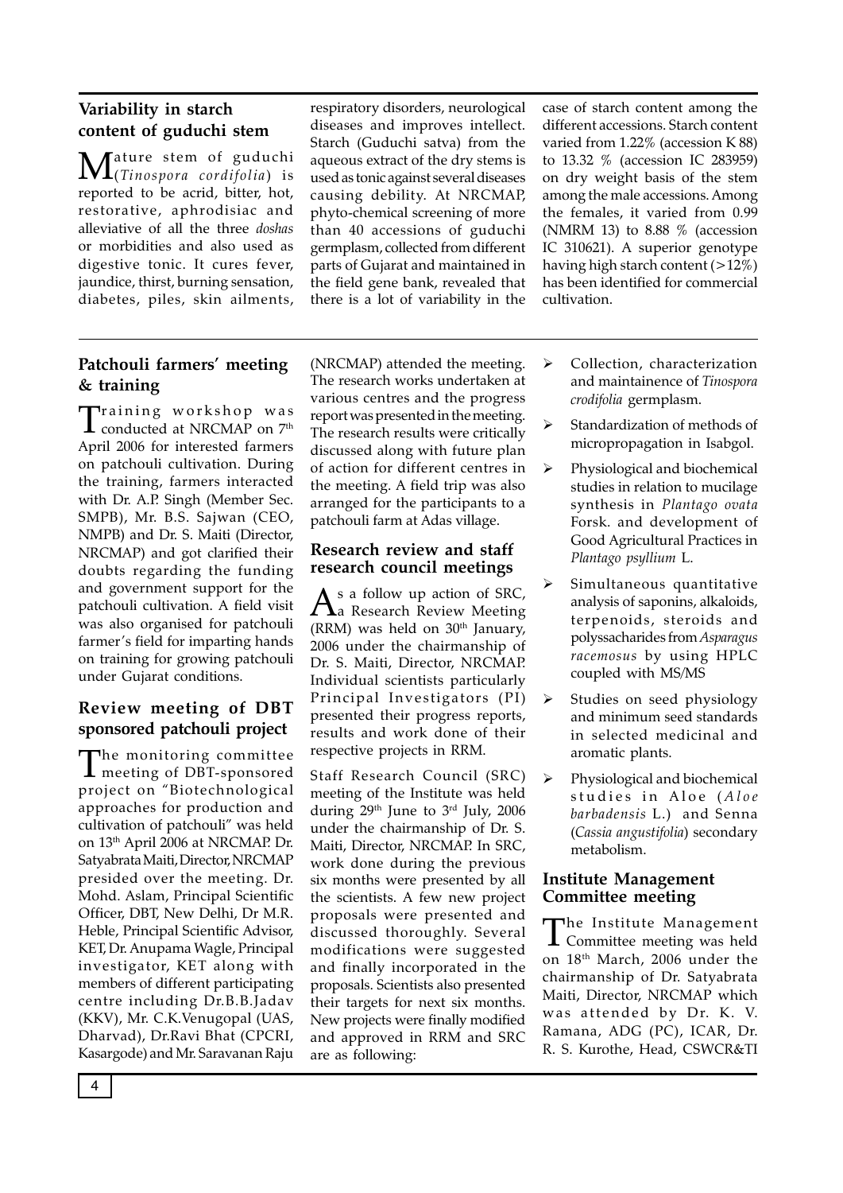## Variability in starch content of guduchi stem

Mature stem of guduchi (*Tinospora cordifolia*) is reported to be acrid, bitter, hot, restorative, aphrodisiac and alleviative of all the three *doshas* or morbidities and also used as digestive tonic. It cures fever, jaundice, thirst, burning sensation, diabetes, piles, skin ailments, respiratory disorders, neurological diseases and improves intellect. Starch (Guduchi satva) from the aqueous extract of the dry stems is used as tonic against several diseases causing debility. At NRCMAP, phyto-chemical screening of more than 40 accessions of guduchi germplasm, collected from different parts of Gujarat and maintained in the field gene bank, revealed that there is a lot of variability in the case of starch content among the different accessions. Starch content varied from 1.22% (accession K 88) to 13.32 % (accession IC 283959) on dry weight basis of the stem among the male accessions. Among the females, it varied from 0.99 (NMRM 13) to 8.88 % (accession IC 310621). A superior genotype having high starch content (>12%) has been identified for commercial cultivation.

## Patchouli farmers' meeting & training

Training workshop was conducted at NRCMAP on 7th April 2006 for interested farmers on patchouli cultivation. During the training, farmers interacted with Dr. A.P. Singh (Member Sec. SMPB), Mr. B.S. Sajwan (CEO, NMPB) and Dr. S. Maiti (Director, NRCMAP) and got clarified their doubts regarding the funding and government support for the patchouli cultivation. A field visit was also organised for patchouli farmer's field for imparting hands on training for growing patchouli under Gujarat conditions.

## Review meeting of DBT sponsored patchouli project

The monitoring committee meeting of DBT-sponsored project on "Biotechnological approaches for production and cultivation of patchouli" was held on 13th April 2006 at NRCMAP. Dr. Satyabrata Maiti, Director, NRCMAP presided over the meeting. Dr. Mohd. Aslam, Principal Scientific Officer, DBT, New Delhi, Dr M.R. Heble, Principal Scientific Advisor, KET, Dr. Anupama Wagle, Principal investigator, KET along with members of different participating centre including Dr.B.B.Jadav (KKV), Mr. C.K.Venugopal (UAS, Dharvad), Dr.Ravi Bhat (CPCRI, Kasargode) and Mr. Saravanan Raju (NRCMAP) attended the meeting. The research works undertaken at various centres and the progress report was presented in the meeting. The research results were critically discussed along with future plan of action for different centres in the meeting. A field trip was also arranged for the participants to a patchouli farm at Adas village.

## Research review and staff research council meetings

As a follow up action of SRC, a Research Review Meeting (RRM) was held on 30th January, 2006 under the chairmanship of Dr. S. Maiti, Director, NRCMAP. Individual scientists particularly Principal Investigators (PI) presented their progress reports, results and work done of their respective projects in RRM.

Staff Research Council (SRC) meeting of the Institute was held during 29th June to 3rd July, 2006 under the chairmanship of Dr. S. Maiti, Director, NRCMAP. In SRC, work done during the previous six months were presented by all the scientists. A few new project proposals were presented and discussed thoroughly. Several modifications were suggested and finally incorporated in the proposals. Scientists also presented their targets for next six months. New projects were finally modified and approved in RRM and SRC are as following:

- Collection, characterization and maintainence of *Tinospora crodifolia* germplasm.
- Standardization of methods of micropropagation in Isabgol.
- Physiological and biochemical studies in relation to mucilage synthesis in *Plantago ovata* Forsk. and development of Good Agricultural Practices in *Plantago psyllium* L.
- Simultaneous quantitative analysis of saponins, alkaloids, terpenoids, steroids and polyssacharides from *Asparagus racemosus* by using HPLC coupled with MS/MS
- Studies on seed physiology and minimum seed standards in selected medicinal and aromatic plants.
- Physiological and biochemical studies in Aloe (*Aloe barbadensis* L.) and Senna (*Cassia angustifolia*) secondary metabolism.

## Institute Management Committee meeting

The Institute Management Committee meeting was held on 18th March, 2006 under the chairmanship of Dr. Satyabrata Maiti, Director, NRCMAP which was attended by Dr. K. V. Ramana, ADG (PC), ICAR, Dr. R. S. Kurothe, Head, CSWCR&TI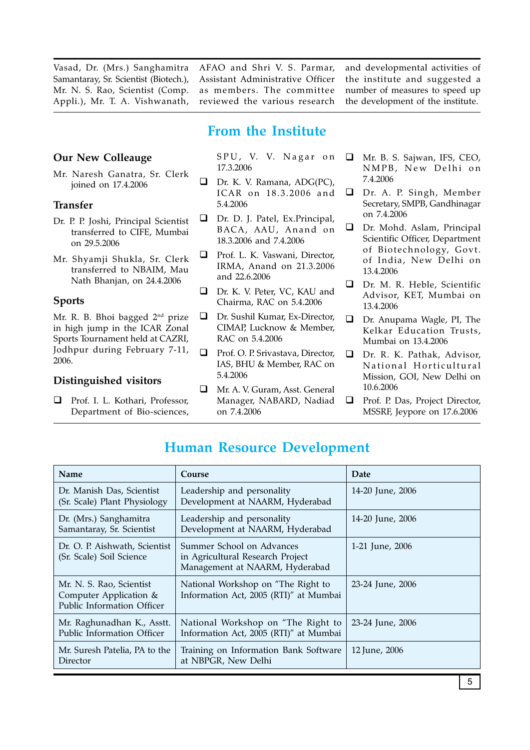Vasad, Dr. (Mrs.) Sanghamitra Samantaray, Sr. Scientist (Biotech.), Mr. N. S. Rao, Scientist (Comp. Appli.), Mr. T. A. Vishwanath, AFAO and Shri V. S. Parmar, Assistant Administrative Officer as members. The committee reviewed the various research and developmental activities of the institute and suggested a number of measures to speed up the development of the institute.

## From the Institute

### Our New Colleauge

Mr. Naresh Ganatra, Sr. Clerk joined on 17.4.2006

### Transfer

Dr. P. P. Joshi, Principal Scientist transferred to CIFE, Mumbai on 29.5.2006

Mr. Shyamji Shukla, Sr. Clerk transferred to NBAIM, Mau Nath Bhanjan, on 24.4.2006

### Sports

Mr. R. B. Bhoi bagged 2nd prize in high jump in the ICAR Zonal Sports Tournament held at CAZRI, Jodhpur during February 7-11, 2006.

### Distinguished visitors

- Prof. I. L. Kothari, Professor, Department of Bio-sciences, SPU, V. V. Nagar on 17.3.2006
- Dr. K. V. Ramana, ADG(PC), ICAR on 18.3.2006 and 5.4.2006
- Dr. D. J. Patel, Ex.Principal, BACA, AAU, Anand on 18.3.2006 and 7.4.2006
- Prof. L. K. Vaswani, Director, IRMA, Anand on 21.3.2006 and 22.6.2006
- Dr. K. V. Peter, VC, KAU and Chairma, RAC on 5.4.2006
- Dr. Sushil Kumar, Ex-Director, CIMAP, Lucknow & Member, RAC on 5.4.2006
- Prof. O. P. Srivastava, Director, IAS, BHU & Member, RAC on 5.4.2006
- Mr. A. V. Guram, Asst. General Manager, NABARD, Nadiad on 7.4.2006
- Mr. B. S. Sajwan, IFS, CEO, NMPB, New Delhi on 7.4.2006
- Dr. A. P. Singh, Member Secretary, SMPB, Gandhinagar on 7.4.2006
- Dr. Mohd. Aslam, Principal Scientific Officer, Department of Biotechnology, Govt. of India, New Delhi on 13.4.2006
- Dr. M. R. Heble, Scientific Advisor, KET, Mumbai on 13.4.2006
- Dr. Anupama Wagle, PI, The Kelkar Education Trusts, Mumbai on 13.4.2006
- Dr. R. K. Pathak, Advisor, National Horticultural Mission, GOI, New Delhi on 10.6.2006
- Prof. P. Das, Project Director, MSSRF, Jeypore on 17.6.2006

## Human Resource Development

| Name | Course | Date |
|---|---|---|
| Dr. Manish Das, Scientist (Sr. Scale) Plant Physiology | Leadership and personality Development at NAARM, Hyderabad | 14-20 June, 2006 |
| Dr. (Mrs.) Sanghamitra Samantaray, Sr. Scientist | Leadership and personality Development at NAARM, Hyderabad | 14-20 June, 2006 |
| Dr. O. P. Aishwath, Scientist (Sr. Scale) Soil Science | Summer School on Advances in Agricultural Research Project Management at NAARM, Hyderabad | 1-21 June, 2006 |
| Mr. N. S. Rao, Scientist Computer Application & Public Information Officer | National Workshop on "The Right to Information Act, 2005 (RTI)" at Mumbai | 23-24 June, 2006 |
| Mr. Raghunadhan K., Asstt. Public Information Officer | National Workshop on "The Right to Information Act, 2005 (RTI)" at Mumbai | 23-24 June, 2006 |
| Mr. Suresh Patelia, PA to the Director | Training on Information Bank Software at NBPGR, New Delhi | 12 June, 2006 |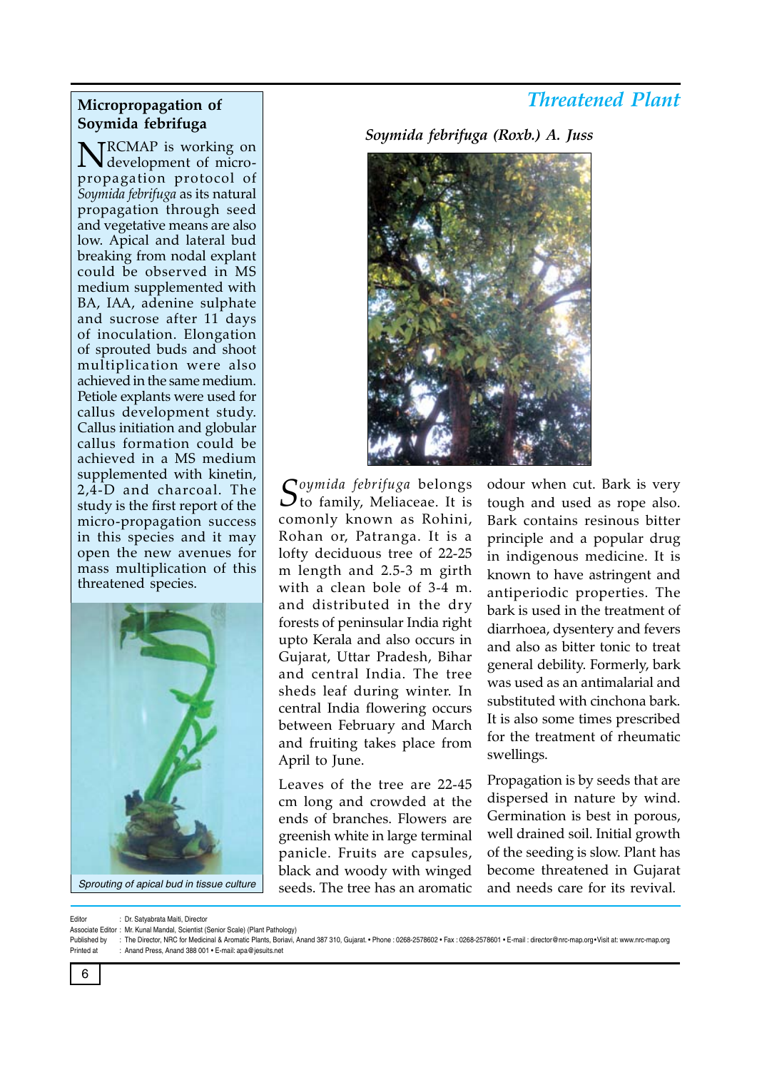## Micropropagation of Soymida febrifuga

NRCMAP is working on development of micro-propagation protocol of *Soymida febrifuga* as its natural propagation through seed and vegetative means are also low. Apical and lateral bud breaking from nodal explant could be observed in MS medium supplemented with BA, IAA, adenine sulphate and sucrose after 11 days of inoculation. Elongation of sprouted buds and shoot multiplication were also achieved in the same medium. Petiole explants were used for callus development study. Callus initiation and globular callus formation could be achieved in a MS medium supplemented with kinetin, 2,4-D and charcoal. The study is the first report of the micro-propagation success in this species and it may open the new avenues for mass multiplication of this threatened species.

*Sprouting of apical bud in tissue culture*

# *Threatened Plant*

### *Soymida febrifuga (Roxb.) A. Juss*

*Soymida febrifuga* belongs to family, Meliaceae. It is comonly known as Rohini, Rohan or, Patranga. It is a lofty deciduous tree of 22-25 m length and 2.5-3 m girth with a clean bole of 3-4 m. and distributed in the dry forests of peninsular India right upto Kerala and also occurs in Gujarat, Uttar Pradesh, Bihar and central India. The tree sheds leaf during winter. In central India flowering occurs between February and March and fruiting takes place from April to June.

Leaves of the tree are 22-45 cm long and crowded at the ends of branches. Flowers are greenish white in large terminal panicle. Fruits are capsules, black and woody with winged seeds. The tree has an aromatic odour when cut. Bark is very tough and used as rope also. Bark contains resinous bitter principle and a popular drug in indigenous medicine. It is known to have astringent and antiperiodic properties. The bark is used in the treatment of diarrhoea, dysentery and fevers and also as bitter tonic to treat general debility. Formerly, bark was used as an antimalarial and substituted with cinchona bark. It is also some times prescribed for the treatment of rheumatic swellings.

Propagation is by seeds that are dispersed in nature by wind. Germination is best in porous, well drained soil. Initial growth of the seeding is slow. Plant has become threatened in Gujarat and needs care for its revival.

Editor : Dr. Satyabrata Maiti, Director
Associate Editor : Mr. Kunal Mandal, Scientist (Senior Scale) (Plant Pathology)
Published by : The Director, NRC for Medicinal & Aromatic Plants, Boriavi, Anand 387 310, Gujarat. • Phone : 0268-2578602 • Fax : 0268-2578601 • E-mail : director@nrc-map.org • Visit at: www.nrc-map.org
Printed at : Anand Press, Anand 388 001 • E-mail: apa@jesuits.net